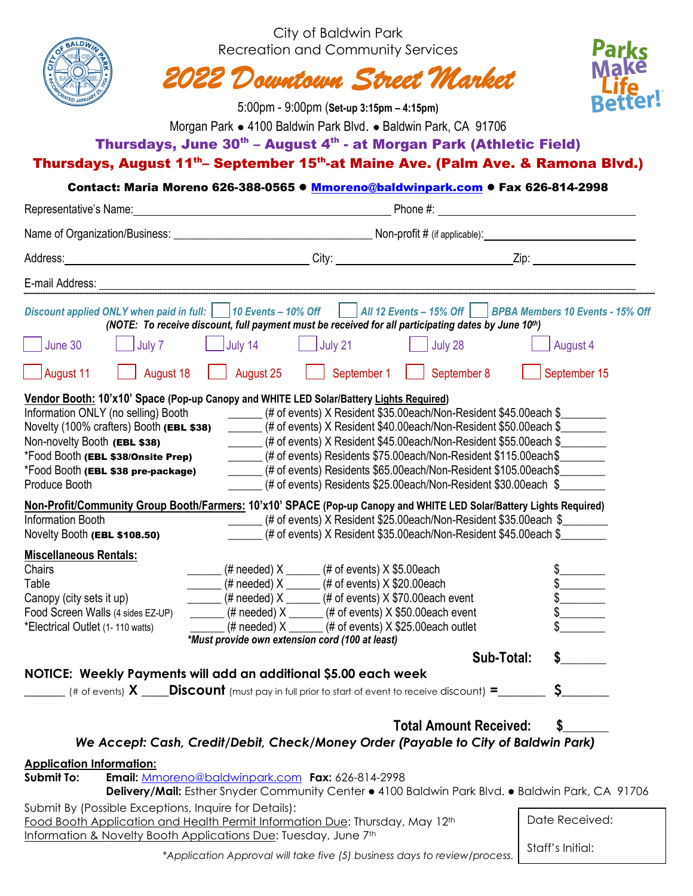City of Baldwin Park
Recreation and Community Services

# 2022 Downtown Street Market

5:00pm - 9:00pm (**Set-up 3:15pm – 4:15pm**)

Morgan Park ● 4100 Baldwin Park Blvd. ● Baldwin Park, CA 91706

**Thursdays, June 30th – August 4th - at Morgan Park (Athletic Field)**

**Thursdays, August 11th– September 15th-at Maine Ave. (Palm Ave. & Ramona Blvd.)**

**Contact: Maria Moreno 626-388-0565 ● Mmoreno@baldwinpark.com ● Fax 626-814-2998**

Representative's Name:______________________________ Phone #: ______________________

Name of Organization/Business: ______________________________ Non-profit # (if applicable):______________________

Address:______________________________ City: ______________________ Zip: ______________

E-mail Address: ____________________________________________________________

*Discount applied ONLY when paid in full:* ☐ *10 Events – 10% Off* ☐ *All 12 Events – 15% Off* ☐ *BPBA Members 10 Events - 15% Off*

***(NOTE: To receive discount, full payment must be received for all participating dates by June 10th)***

☐ June 30 ☐ July 7 ☐ July 14 ☐ July 21 ☐ July 28 ☐ August 4

☐ August 11 ☐ August 18 ☐ August 25 ☐ September 1 ☐ September 8 ☐ September 15

**Vendor Booth: 10'x10' Space (Pop-up Canopy and WHITE LED Solar/Battery Lights Required)**

| | | |
|---|---|---|
| Information ONLY (no selling) Booth | ______ (# of events) X Resident $35.00each/Non-Resident $45.00each | $________ |
| Novelty (100% crafters) Booth **(EBL $38)** | ______ (# of events) X Resident $40.00each/Non-Resident $50.00each | $________ |
| Non-novelty Booth **(EBL $38)** | ______ (# of events) X Resident $45.00each/Non-Resident $55.00each | $________ |
| *Food Booth **(EBL $38/Onsite Prep)** | ______ (# of events) Residents $75.00each/Non-Resident $115.00each | $________ |
| *Food Booth **(EBL $38 pre-package)** | ______ (# of events) Residents $65.00each/Non-Resident $105.00each | $________ |
| Produce Booth | ______ (# of events) Residents $25.00each/Non-Resident $30.00each | $________ |

**Non-Profit/Community Group Booth/Farmers: 10'x10' SPACE (Pop-up Canopy and WHITE LED Solar/Battery Lights Required)**

| | | |
|---|---|---|
| Information Booth | ______ (# of events) X Resident $25.00each/Non-Resident $35.00each | $________ |
| Novelty Booth **(EBL $108.50)** | ______ (# of events) X Resident $35.00each/Non-Resident $45.00each | $________ |

**Miscellaneous Rentals:**

| | | |
|---|---|---|
| Chairs | ______ (# needed) X ______ (# of events) X $5.00each | $________ |
| Table | ______ (# needed) X ______ (# of events) X $20.00each | $________ |
| Canopy (city sets it up) | ______ (# needed) X ______ (# of events) X $70.00each event | $________ |
| Food Screen Walls (4 sides EZ-UP) | ______ (# needed) X ______ (# of events) X $50.00each event | $________ |
| *Electrical Outlet (1- 110 watts) | ______ (# needed) X ______ (# of events) X $25.00each outlet | $________ |

*\*Must provide own extension cord (100 at least)*

**Sub-Total: $________**

**NOTICE: Weekly Payments will add an additional $5.00 each week**

_______ (# of events) **X** _____**Discount** (must pay in full prior to start of event to receive discount) **=**________ **$**________

**Total Amount Received: $________**

***We Accept: Cash, Credit/Debit, Check/Money Order (Payable to City of Baldwin Park)***

**Application Information:**

**Submit To:** **Email:** Mmoreno@baldwinpark.com **Fax:** 626-814-2998

**Delivery/Mail:** Esther Snyder Community Center ● 4100 Baldwin Park Blvd. ● Baldwin Park, CA 91706

Submit By (Possible Exceptions, Inquire for Details):

Food Booth Application and Health Permit Information Due: Thursday, May 12th

Information & Novelty Booth Applications Due: Tuesday, June 7th

*\*Application Approval will take five (5) business days to review/process.*

| |
|---|
| Date Received: |
| Staff's Initial: |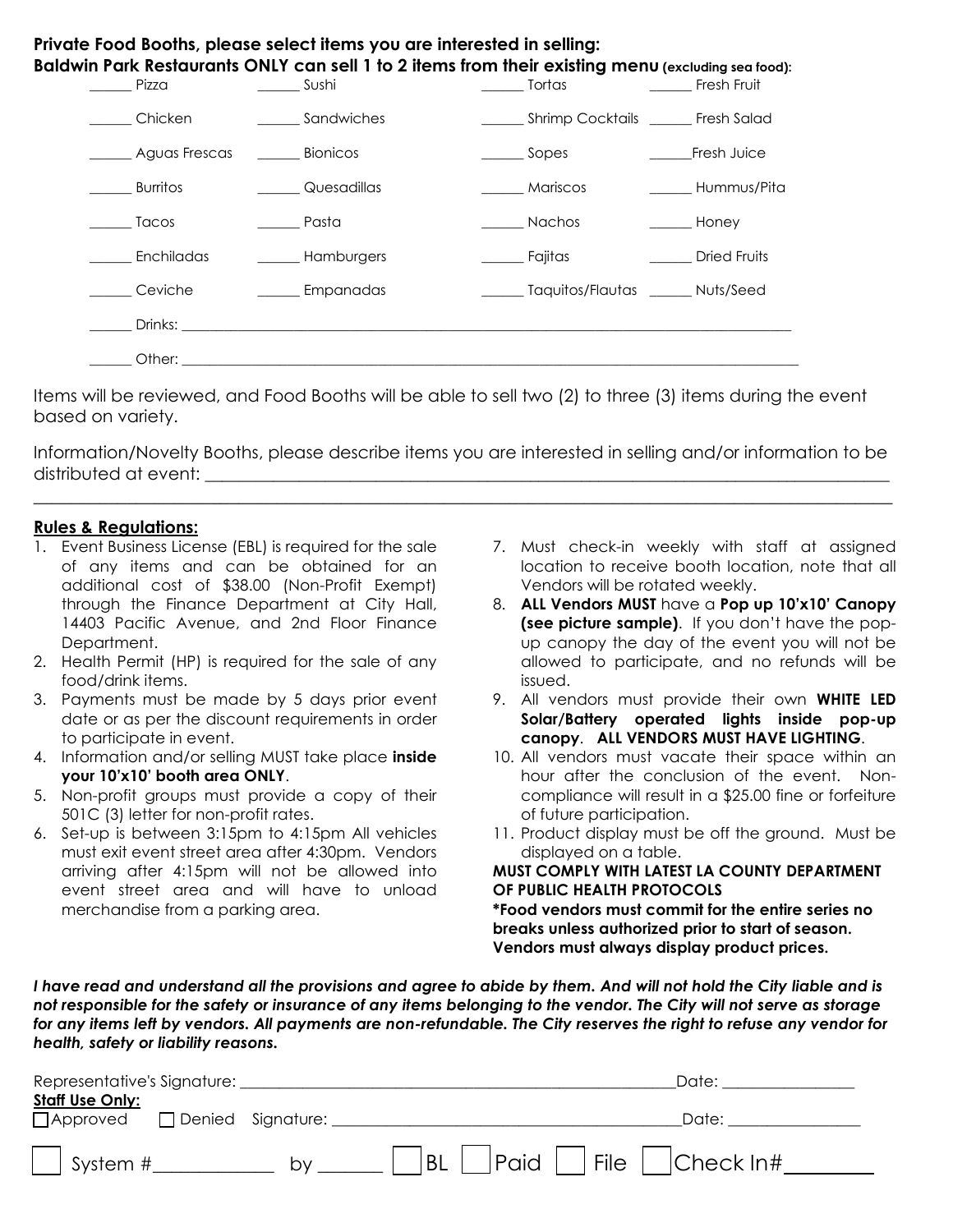**Private Food Booths, please select items you are interested in selling:**
**Baldwin Park Restaurants ONLY can sell 1 to 2 items from their existing menu (excluding sea food):**

| | | | |
|---|---|---|---|
| ______ Pizza | ______ Sushi | ______ Tortas | ______ Fresh Fruit |
| ______ Chicken | ______ Sandwiches | ______ Shrimp Cocktails | ______ Fresh Salad |
| ______ Aguas Frescas | ______ Bionicos | ______ Sopes | ______ Fresh Juice |
| ______ Burritos | ______ Quesadillas | ______ Mariscos | ______ Hummus/Pita |
| ______ Tacos | ______ Pasta | ______ Nachos | ______ Honey |
| ______ Enchiladas | ______ Hamburgers | ______ Fajitas | ______ Dried Fruits |
| ______ Ceviche | ______ Empanadas | ______ Taquitos/Flautas | ______ Nuts/Seed |

______ Drinks: ______________________________________________________________________________

______ Other: ______________________________________________________________________________

Items will be reviewed, and Food Booths will be able to sell two (2) to three (3) items during the event based on variety.

Information/Novelty Booths, please describe items you are interested in selling and/or information to be distributed at event: ______________________________________________________________________________

______________________________________________________________________________

## Rules & Regulations:

1. Event Business License (EBL) is required for the sale of any items and can be obtained for an additional cost of $38.00 (Non-Profit Exempt) through the Finance Department at City Hall, 14403 Pacific Avenue, and 2nd Floor Finance Department.
2. Health Permit (HP) is required for the sale of any food/drink items.
3. Payments must be made by 5 days prior event date or as per the discount requirements in order to participate in event.
4. Information and/or selling MUST take place **inside your 10'x10' booth area ONLY**.
5. Non-profit groups must provide a copy of their 501C (3) letter for non-profit rates.
6. Set-up is between 3:15pm to 4:15pm All vehicles must exit event street area after 4:30pm. Vendors arriving after 4:15pm will not be allowed into event street area and will have to unload merchandise from a parking area.
7. Must check-in weekly with staff at assigned location to receive booth location, note that all Vendors will be rotated weekly.
8. **ALL Vendors MUST** have a **Pop up 10'x10' Canopy (see picture sample)**. If you don't have the pop-up canopy the day of the event you will not be allowed to participate, and no refunds will be issued.
9. All vendors must provide their own **WHITE LED Solar/Battery operated lights inside pop-up canopy**. **ALL VENDORS MUST HAVE LIGHTING**.
10. All vendors must vacate their space within an hour after the conclusion of the event. Non-compliance will result in a $25.00 fine or forfeiture of future participation.
11. Product display must be off the ground. Must be displayed on a table.

**MUST COMPLY WITH LATEST LA COUNTY DEPARTMENT OF PUBLIC HEALTH PROTOCOLS**

**\*Food vendors must commit for the entire series no breaks unless authorized prior to start of season. Vendors must always display product prices.**

***I have read and understand all the provisions and agree to abide by them. And will not hold the City liable and is not responsible for the safety or insurance of any items belonging to the vendor. The City will not serve as storage for any items left by vendors. All payments are non-refundable. The City reserves the right to refuse any vendor for health, safety or liability reasons.***

Representative's Signature: ______________________________________________ Date: ________________

**Staff Use Only:**

☐ Approved ☐ Denied Signature: ______________________________________ Date: ________________

☐ System #____________ by ______ ☐ BL ☐ Paid ☐ File ☐ Check In#________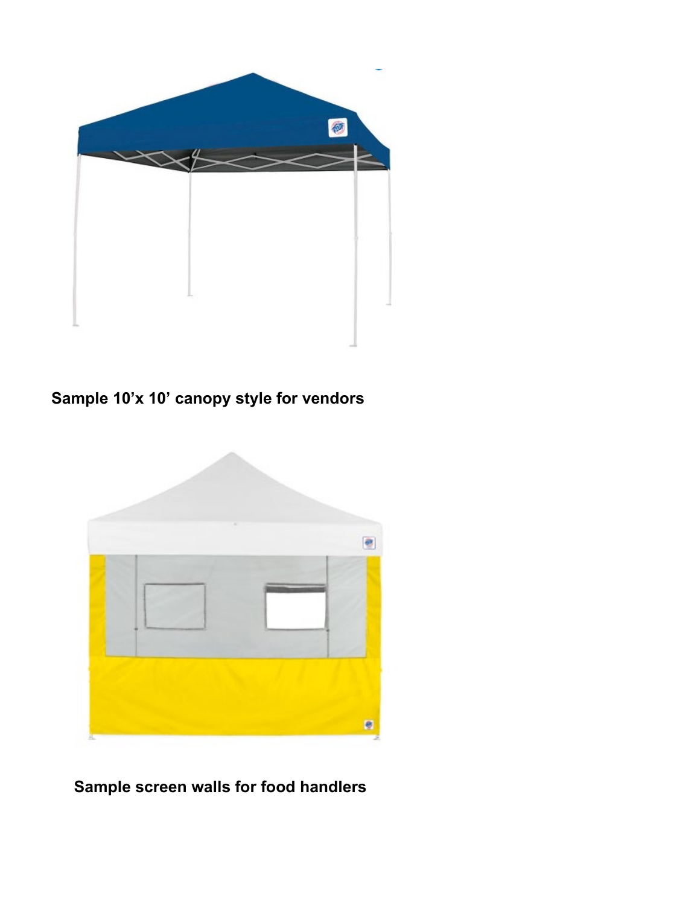**Sample 10’x 10’ canopy style for vendors**

**Sample screen walls for food handlers**